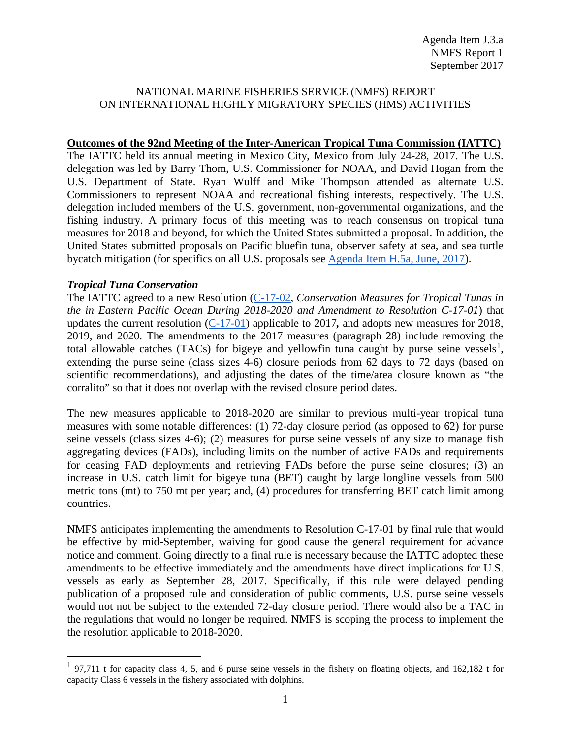Agenda Item J.3.a
NMFS Report 1
September 2017

NATIONAL MARINE FISHERIES SERVICE (NMFS) REPORT
ON INTERNATIONAL HIGHLY MIGRATORY SPECIES (HMS) ACTIVITIES

**Outcomes of the 92nd Meeting of the Inter-American Tropical Tuna Commission (IATTC)**

The IATTC held its annual meeting in Mexico City, Mexico from July 24-28, 2017. The U.S. delegation was led by Barry Thom, U.S. Commissioner for NOAA, and David Hogan from the U.S. Department of State. Ryan Wulff and Mike Thompson attended as alternate U.S. Commissioners to represent NOAA and recreational fishing interests, respectively. The U.S. delegation included members of the U.S. government, non-governmental organizations, and the fishing industry. A primary focus of this meeting was to reach consensus on tropical tuna measures for 2018 and beyond, for which the United States submitted a proposal. In addition, the United States submitted proposals on Pacific bluefin tuna, observer safety at sea, and sea turtle bycatch mitigation (for specifics on all U.S. proposals see Agenda Item H.5a, June, 2017).

***Tropical Tuna Conservation***

The IATTC agreed to a new Resolution (C-17-02, *Conservation Measures for Tropical Tunas in the in Eastern Pacific Ocean During 2018-2020 and Amendment to Resolution C-17-01*) that updates the current resolution (C-17-01) applicable to 2017**,** and adopts new measures for 2018, 2019, and 2020. The amendments to the 2017 measures (paragraph 28) include removing the total allowable catches (TACs) for bigeye and yellowfin tuna caught by purse seine vessels[1], extending the purse seine (class sizes 4-6) closure periods from 62 days to 72 days (based on scientific recommendations), and adjusting the dates of the time/area closure known as "the corralito" so that it does not overlap with the revised closure period dates.

The new measures applicable to 2018-2020 are similar to previous multi-year tropical tuna measures with some notable differences: (1) 72-day closure period (as opposed to 62) for purse seine vessels (class sizes 4-6); (2) measures for purse seine vessels of any size to manage fish aggregating devices (FADs), including limits on the number of active FADs and requirements for ceasing FAD deployments and retrieving FADs before the purse seine closures; (3) an increase in U.S. catch limit for bigeye tuna (BET) caught by large longline vessels from 500 metric tons (mt) to 750 mt per year; and, (4) procedures for transferring BET catch limit among countries.

NMFS anticipates implementing the amendments to Resolution C-17-01 by final rule that would be effective by mid-September, waiving for good cause the general requirement for advance notice and comment. Going directly to a final rule is necessary because the IATTC adopted these amendments to be effective immediately and the amendments have direct implications for U.S. vessels as early as September 28, 2017. Specifically, if this rule were delayed pending publication of a proposed rule and consideration of public comments, U.S. purse seine vessels would not not be subject to the extended 72-day closure period. There would also be a TAC in the regulations that would no longer be required. NMFS is scoping the process to implement the the resolution applicable to 2018-2020.

[1] 97,711 t for capacity class 4, 5, and 6 purse seine vessels in the fishery on floating objects, and 162,182 t for capacity Class 6 vessels in the fishery associated with dolphins.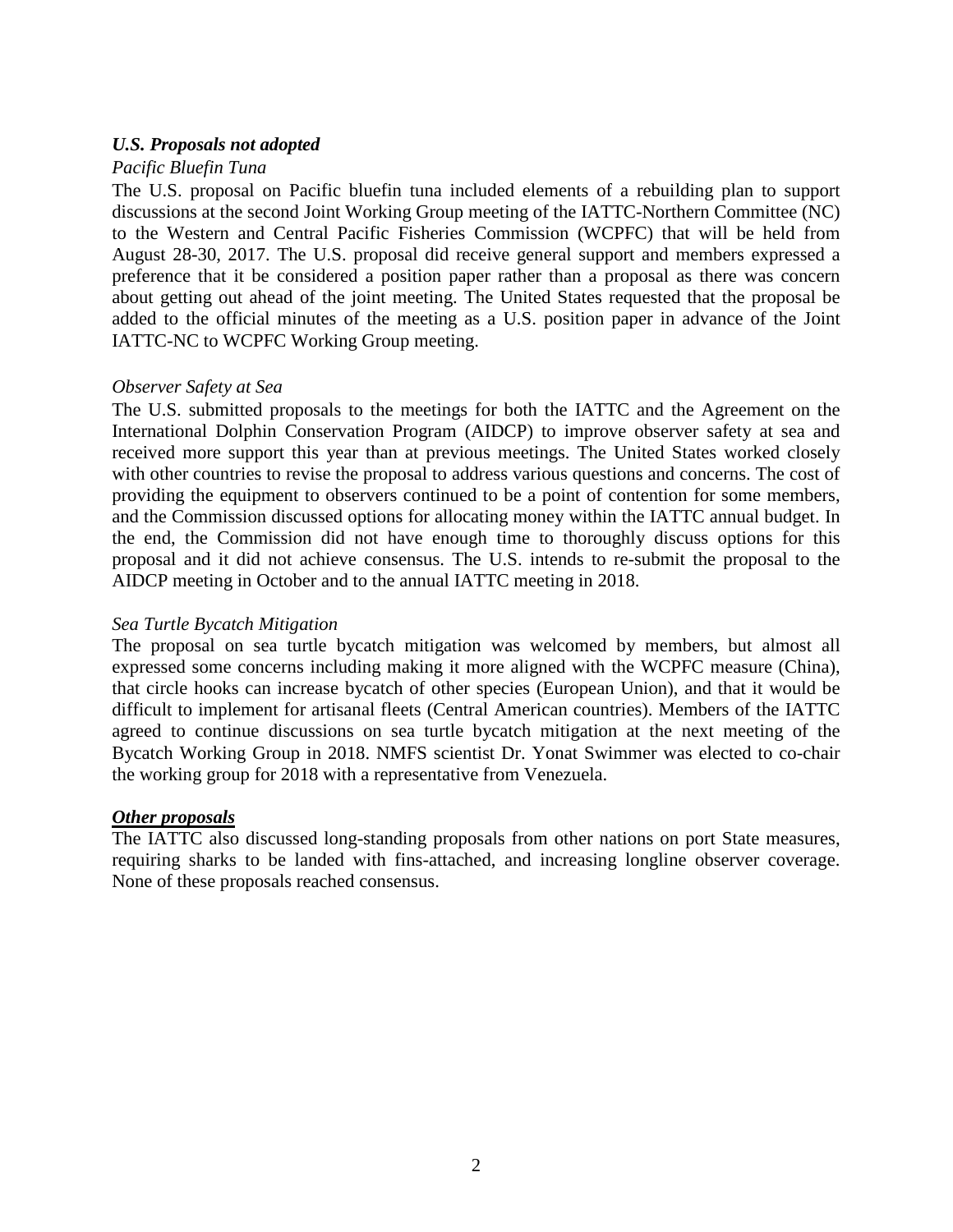***U.S. Proposals not adopted***

*Pacific Bluefin Tuna*

The U.S. proposal on Pacific bluefin tuna included elements of a rebuilding plan to support discussions at the second Joint Working Group meeting of the IATTC-Northern Committee (NC) to the Western and Central Pacific Fisheries Commission (WCPFC) that will be held from August 28-30, 2017. The U.S. proposal did receive general support and members expressed a preference that it be considered a position paper rather than a proposal as there was concern about getting out ahead of the joint meeting. The United States requested that the proposal be added to the official minutes of the meeting as a U.S. position paper in advance of the Joint IATTC-NC to WCPFC Working Group meeting.

*Observer Safety at Sea*

The U.S. submitted proposals to the meetings for both the IATTC and the Agreement on the International Dolphin Conservation Program (AIDCP) to improve observer safety at sea and received more support this year than at previous meetings. The United States worked closely with other countries to revise the proposal to address various questions and concerns. The cost of providing the equipment to observers continued to be a point of contention for some members, and the Commission discussed options for allocating money within the IATTC annual budget. In the end, the Commission did not have enough time to thoroughly discuss options for this proposal and it did not achieve consensus. The U.S. intends to re-submit the proposal to the AIDCP meeting in October and to the annual IATTC meeting in 2018.

*Sea Turtle Bycatch Mitigation*

The proposal on sea turtle bycatch mitigation was welcomed by members, but almost all expressed some concerns including making it more aligned with the WCPFC measure (China), that circle hooks can increase bycatch of other species (European Union), and that it would be difficult to implement for artisanal fleets (Central American countries). Members of the IATTC agreed to continue discussions on sea turtle bycatch mitigation at the next meeting of the Bycatch Working Group in 2018. NMFS scientist Dr. Yonat Swimmer was elected to co-chair the working group for 2018 with a representative from Venezuela.

***Other proposals***

The IATTC also discussed long-standing proposals from other nations on port State measures, requiring sharks to be landed with fins-attached, and increasing longline observer coverage. None of these proposals reached consensus.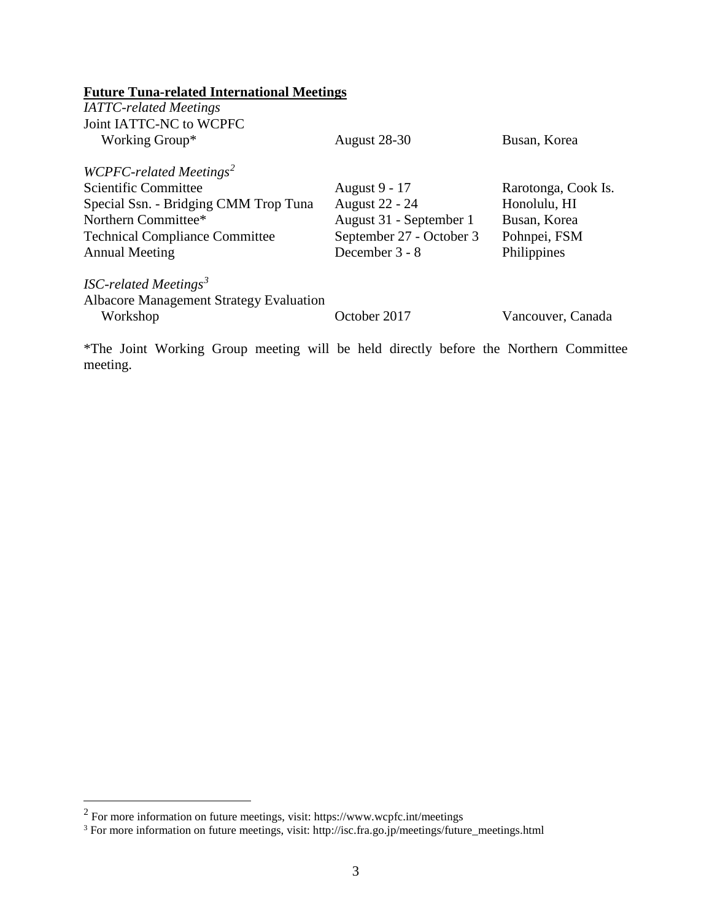**Future Tuna-related International Meetings**

*IATTC-related Meetings*

| | | |
|---|---|---|
| Joint IATTC-NC to WCPFC Working Group* | August 28-30 | Busan, Korea |

*WCPFC-related Meetings*[2]

| | | |
|---|---|---|
| Scientific Committee | August 9 - 17 | Rarotonga, Cook Is. |
| Special Ssn. - Bridging CMM Trop Tuna | August 22 - 24 | Honolulu, HI |
| Northern Committee* | August 31 - September 1 | Busan, Korea |
| Technical Compliance Committee | September 27 - October 3 | Pohnpei, FSM |
| Annual Meeting | December 3 - 8 | Philippines |

*ISC-related Meetings*[3]

| | | |
|---|---|---|
| Albacore Management Strategy Evaluation Workshop | October 2017 | Vancouver, Canada |

*The Joint Working Group meeting will be held directly before the Northern Committee meeting.

[2] For more information on future meetings, visit: https://www.wcpfc.int/meetings

[3] For more information on future meetings, visit: http://isc.fra.go.jp/meetings/future_meetings.html